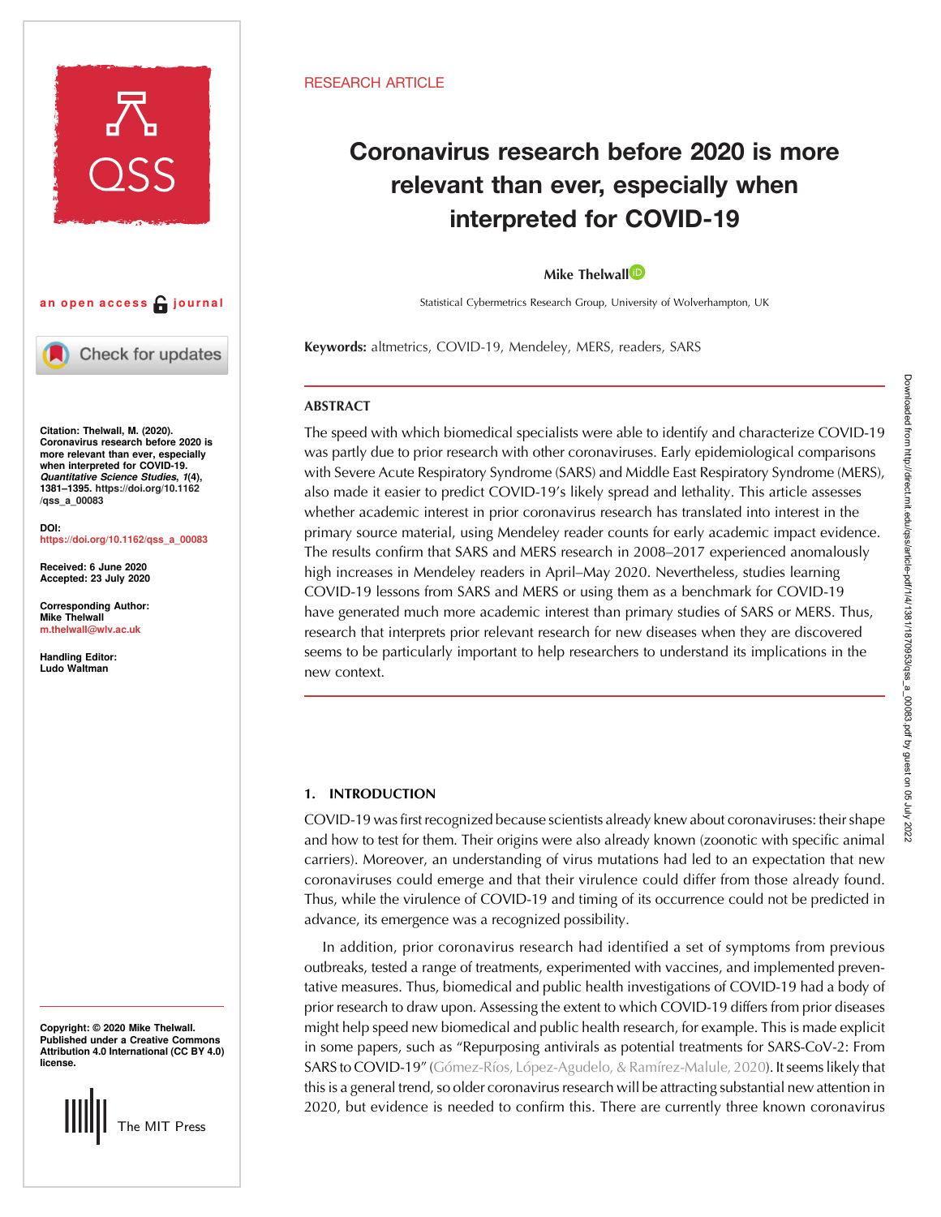RESEARCH ARTICLE

# Coronavirus research before 2020 is more relevant than ever, especially when interpreted for COVID-19

**Mike Thelwall**

Statistical Cybermetrics Research Group, University of Wolverhampton, UK

**Keywords:** altmetrics, COVID-19, Mendeley, MERS, readers, SARS

an open access journal

**Citation:** Thelwall, M. (2020). Coronavirus research before 2020 is more relevant than ever, especially when interpreted for COVID-19. *Quantitative Science Studies*, *1*(4), 1381–1395. https://doi.org/10.1162/qss_a_00083

**DOI:** https://doi.org/10.1162/qss_a_00083

**Received:** 6 June 2020
**Accepted:** 23 July 2020

**Corresponding Author:** Mike Thelwall m.thelwall@wlv.ac.uk

**Handling Editor:** Ludo Waltman

**Copyright:** © 2020 Mike Thelwall. Published under a Creative Commons Attribution 4.0 International (CC BY 4.0) license.

## ABSTRACT

The speed with which biomedical specialists were able to identify and characterize COVID-19 was partly due to prior research with other coronaviruses. Early epidemiological comparisons with Severe Acute Respiratory Syndrome (SARS) and Middle East Respiratory Syndrome (MERS), also made it easier to predict COVID-19's likely spread and lethality. This article assesses whether academic interest in prior coronavirus research has translated into interest in the primary source material, using Mendeley reader counts for early academic impact evidence. The results confirm that SARS and MERS research in 2008–2017 experienced anomalously high increases in Mendeley readers in April–May 2020. Nevertheless, studies learning COVID-19 lessons from SARS and MERS or using them as a benchmark for COVID-19 have generated much more academic interest than primary studies of SARS or MERS. Thus, research that interprets prior relevant research for new diseases when they are discovered seems to be particularly important to help researchers to understand its implications in the new context.

## 1. INTRODUCTION

COVID-19 was first recognized because scientists already knew about coronaviruses: their shape and how to test for them. Their origins were also already known (zoonotic with specific animal carriers). Moreover, an understanding of virus mutations had led to an expectation that new coronaviruses could emerge and that their virulence could differ from those already found. Thus, while the virulence of COVID-19 and timing of its occurrence could not be predicted in advance, its emergence was a recognized possibility.

In addition, prior coronavirus research had identified a set of symptoms from previous outbreaks, tested a range of treatments, experimented with vaccines, and implemented preventative measures. Thus, biomedical and public health investigations of COVID-19 had a body of prior research to draw upon. Assessing the extent to which COVID-19 differs from prior diseases might help speed new biomedical and public health research, for example. This is made explicit in some papers, such as "Repurposing antivirals as potential treatments for SARS-CoV-2: From SARS to COVID-19" (Gómez-Ríos, López-Agudelo, & Ramírez-Malule, 2020). It seems likely that this is a general trend, so older coronavirus research will be attracting substantial new attention in 2020, but evidence is needed to confirm this. There are currently three known coronavirus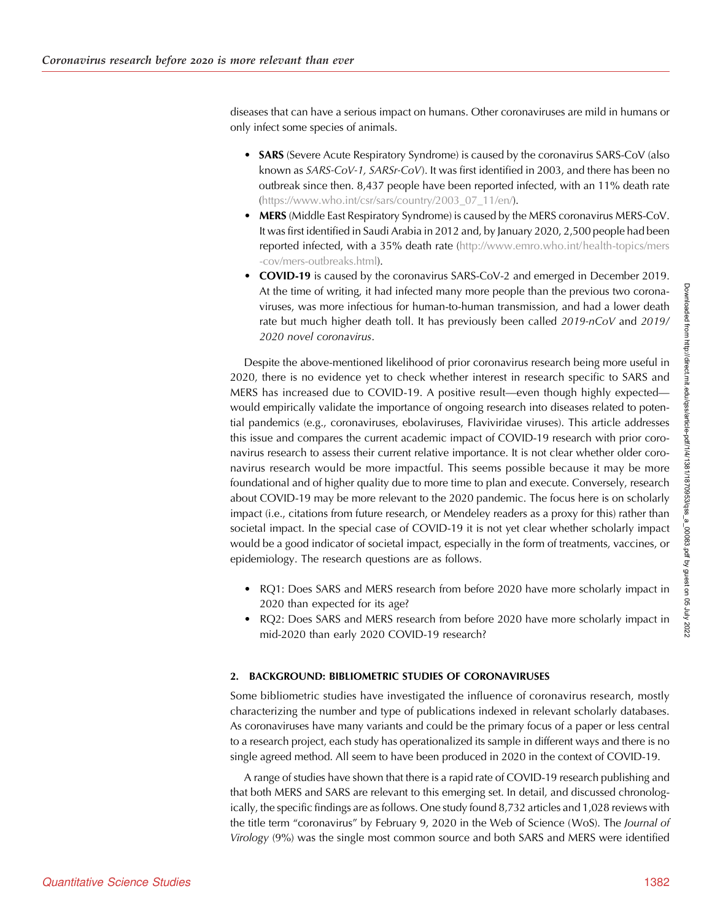diseases that can have a serious impact on humans. Other coronaviruses are mild in humans or only infect some species of animals.

- **SARS** (Severe Acute Respiratory Syndrome) is caused by the coronavirus SARS-CoV (also known as *SARS-CoV-1, SARSr-CoV*). It was first identified in 2003, and there has been no outbreak since then. 8,437 people have been reported infected, with an 11% death rate (https://www.who.int/csr/sars/country/2003_07_11/en/).
- **MERS** (Middle East Respiratory Syndrome) is caused by the MERS coronavirus MERS-CoV. It was first identified in Saudi Arabia in 2012 and, by January 2020, 2,500 people had been reported infected, with a 35% death rate (http://www.emro.who.int/health-topics/mers-cov/mers-outbreaks.html).
- **COVID-19** is caused by the coronavirus SARS-CoV-2 and emerged in December 2019. At the time of writing, it had infected many more people than the previous two coronaviruses, was more infectious for human-to-human transmission, and had a lower death rate but much higher death toll. It has previously been called *2019-nCoV* and *2019/2020 novel coronavirus*.

Despite the above-mentioned likelihood of prior coronavirus research being more useful in 2020, there is no evidence yet to check whether interest in research specific to SARS and MERS has increased due to COVID-19. A positive result—even though highly expected—would empirically validate the importance of ongoing research into diseases related to potential pandemics (e.g., coronaviruses, ebolaviruses, Flaviviridae viruses). This article addresses this issue and compares the current academic impact of COVID-19 research with prior coronavirus research to assess their current relative importance. It is not clear whether older coronavirus research would be more impactful. This seems possible because it may be more foundational and of higher quality due to more time to plan and execute. Conversely, research about COVID-19 may be more relevant to the 2020 pandemic. The focus here is on scholarly impact (i.e., citations from future research, or Mendeley readers as a proxy for this) rather than societal impact. In the special case of COVID-19 it is not yet clear whether scholarly impact would be a good indicator of societal impact, especially in the form of treatments, vaccines, or epidemiology. The research questions are as follows.

- RQ1: Does SARS and MERS research from before 2020 have more scholarly impact in 2020 than expected for its age?
- RQ2: Does SARS and MERS research from before 2020 have more scholarly impact in mid-2020 than early 2020 COVID-19 research?

## 2. BACKGROUND: BIBLIOMETRIC STUDIES OF CORONAVIRUSES

Some bibliometric studies have investigated the influence of coronavirus research, mostly characterizing the number and type of publications indexed in relevant scholarly databases. As coronaviruses have many variants and could be the primary focus of a paper or less central to a research project, each study has operationalized its sample in different ways and there is no single agreed method. All seem to have been produced in 2020 in the context of COVID-19.

A range of studies have shown that there is a rapid rate of COVID-19 research publishing and that both MERS and SARS are relevant to this emerging set. In detail, and discussed chronologically, the specific findings are as follows. One study found 8,732 articles and 1,028 reviews with the title term "coronavirus" by February 9, 2020 in the Web of Science (WoS). The *Journal of Virology* (9%) was the single most common source and both SARS and MERS were identified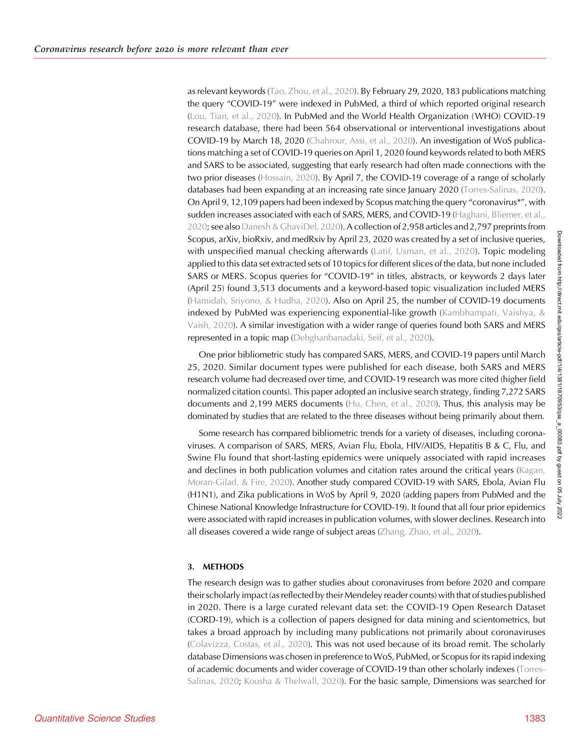as relevant keywords (Tao, Zhou, et al., 2020). By February 29, 2020, 183 publications matching the query "COVID-19" were indexed in PubMed, a third of which reported original research (Lou, Tian, et al., 2020). In PubMed and the World Health Organization (WHO) COVID-19 research database, there had been 564 observational or interventional investigations about COVID-19 by March 18, 2020 (Chahrour, Assi, et al., 2020). An investigation of WoS publications matching a set of COVID-19 queries on April 1, 2020 found keywords related to both MERS and SARS to be associated, suggesting that early research had often made connections with the two prior diseases (Hossain, 2020). By April 7, the COVID-19 coverage of a range of scholarly databases had been expanding at an increasing rate since January 2020 (Torres-Salinas, 2020). On April 9, 12,109 papers had been indexed by Scopus matching the query "coronavirus*", with sudden increases associated with each of SARS, MERS, and COVID-19 (Haghani, Bliemer, et al., 2020; see also Danesh & GhaviDel, 2020). A collection of 2,958 articles and 2,797 preprints from Scopus, arXiv, bioRxiv, and medRxiv by April 23, 2020 was created by a set of inclusive queries, with unspecified manual checking afterwards (Latif, Usman, et al., 2020). Topic modeling applied to this data set extracted sets of 10 topics for different slices of the data, but none included SARS or MERS. Scopus queries for "COVID-19" in titles, abstracts, or keywords 2 days later (April 25) found 3,513 documents and a keyword-based topic visualization included MERS (Hamidah, Sriyono, & Hudha, 2020). Also on April 25, the number of COVID-19 documents indexed by PubMed was experiencing exponential-like growth (Kambhampati, Vaishya, & Vaish, 2020). A similar investigation with a wider range of queries found both SARS and MERS represented in a topic map (Dehghanbanadaki, Seif, et al., 2020).

One prior bibliometric study has compared SARS, MERS, and COVID-19 papers until March 25, 2020. Similar document types were published for each disease, both SARS and MERS research volume had decreased over time, and COVID-19 research was more cited (higher field normalized citation counts). This paper adopted an inclusive search strategy, finding 7,272 SARS documents and 2,199 MERS documents (Hu, Chen, et al., 2020). Thus, this analysis may be dominated by studies that are related to the three diseases without being primarily about them.

Some research has compared bibliometric trends for a variety of diseases, including coronaviruses. A comparison of SARS, MERS, Avian Flu, Ebola, HIV/AIDS, Hepatitis B & C, Flu, and Swine Flu found that short-lasting epidemics were uniquely associated with rapid increases and declines in both publication volumes and citation rates around the critical years (Kagan, Moran-Gilad, & Fire, 2020). Another study compared COVID-19 with SARS, Ebola, Avian Flu (H1N1), and Zika publications in WoS by April 9, 2020 (adding papers from PubMed and the Chinese National Knowledge Infrastructure for COVID-19). It found that all four prior epidemics were associated with rapid increases in publication volumes, with slower declines. Research into all diseases covered a wide range of subject areas (Zhang, Zhao, et al., 2020).

## 3. METHODS

The research design was to gather studies about coronaviruses from before 2020 and compare their scholarly impact (as reflected by their Mendeley reader counts) with that of studies published in 2020. There is a large curated relevant data set: the COVID-19 Open Research Dataset (CORD-19), which is a collection of papers designed for data mining and scientometrics, but takes a broad approach by including many publications not primarily about coronaviruses (Colavizza, Costas, et al., 2020). This was not used because of its broad remit. The scholarly database Dimensions was chosen in preference to WoS, PubMed, or Scopus for its rapid indexing of academic documents and wider coverage of COVID-19 than other scholarly indexes (Torres-Salinas, 2020; Kousha & Thelwall, 2020). For the basic sample, Dimensions was searched for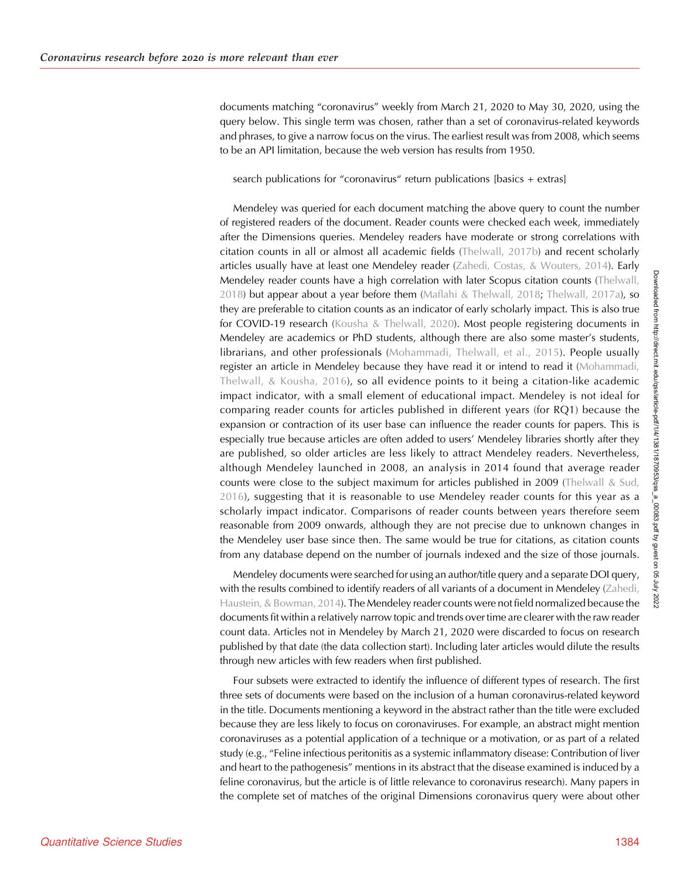documents matching "coronavirus" weekly from March 21, 2020 to May 30, 2020, using the query below. This single term was chosen, rather than a set of coronavirus-related keywords and phrases, to give a narrow focus on the virus. The earliest result was from 2008, which seems to be an API limitation, because the web version has results from 1950.

search publications for "coronavirus" return publications [basics + extras]

Mendeley was queried for each document matching the above query to count the number of registered readers of the document. Reader counts were checked each week, immediately after the Dimensions queries. Mendeley readers have moderate or strong correlations with citation counts in all or almost all academic fields (Thelwall, 2017b) and recent scholarly articles usually have at least one Mendeley reader (Zahedi, Costas, & Wouters, 2014). Early Mendeley reader counts have a high correlation with later Scopus citation counts (Thelwall, 2018) but appear about a year before them (Maflahi & Thelwall, 2018; Thelwall, 2017a), so they are preferable to citation counts as an indicator of early scholarly impact. This is also true for COVID-19 research (Kousha & Thelwall, 2020). Most people registering documents in Mendeley are academics or PhD students, although there are also some master's students, librarians, and other professionals (Mohammadi, Thelwall, et al., 2015). People usually register an article in Mendeley because they have read it or intend to read it (Mohammadi, Thelwall, & Kousha, 2016), so all evidence points to it being a citation-like academic impact indicator, with a small element of educational impact. Mendeley is not ideal for comparing reader counts for articles published in different years (for RQ1) because the expansion or contraction of its user base can influence the reader counts for papers. This is especially true because articles are often added to users' Mendeley libraries shortly after they are published, so older articles are less likely to attract Mendeley readers. Nevertheless, although Mendeley launched in 2008, an analysis in 2014 found that average reader counts were close to the subject maximum for articles published in 2009 (Thelwall & Sud, 2016), suggesting that it is reasonable to use Mendeley reader counts for this year as a scholarly impact indicator. Comparisons of reader counts between years therefore seem reasonable from 2009 onwards, although they are not precise due to unknown changes in the Mendeley user base since then. The same would be true for citations, as citation counts from any database depend on the number of journals indexed and the size of those journals.

Mendeley documents were searched for using an author/title query and a separate DOI query, with the results combined to identify readers of all variants of a document in Mendeley (Zahedi, Haustein, & Bowman, 2014). The Mendeley reader counts were not field normalized because the documents fit within a relatively narrow topic and trends over time are clearer with the raw reader count data. Articles not in Mendeley by March 21, 2020 were discarded to focus on research published by that date (the data collection start). Including later articles would dilute the results through new articles with few readers when first published.

Four subsets were extracted to identify the influence of different types of research. The first three sets of documents were based on the inclusion of a human coronavirus-related keyword in the title. Documents mentioning a keyword in the abstract rather than the title were excluded because they are less likely to focus on coronaviruses. For example, an abstract might mention coronaviruses as a potential application of a technique or a motivation, or as part of a related study (e.g., "Feline infectious peritonitis as a systemic inflammatory disease: Contribution of liver and heart to the pathogenesis" mentions in its abstract that the disease examined is induced by a feline coronavirus, but the article is of little relevance to coronavirus research). Many papers in the complete set of matches of the original Dimensions coronavirus query were about other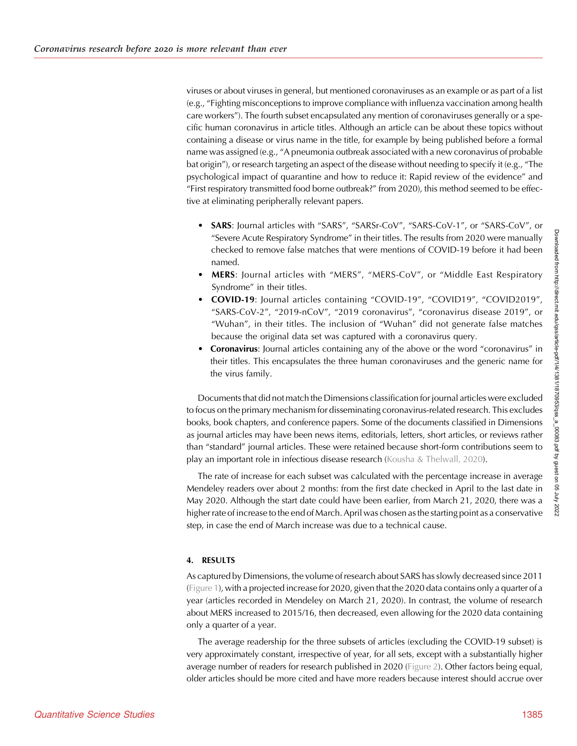viruses or about viruses in general, but mentioned coronaviruses as an example or as part of a list (e.g., "Fighting misconceptions to improve compliance with influenza vaccination among health care workers"). The fourth subset encapsulated any mention of coronaviruses generally or a specific human coronavirus in article titles. Although an article can be about these topics without containing a disease or virus name in the title, for example by being published before a formal name was assigned (e.g., "A pneumonia outbreak associated with a new coronavirus of probable bat origin"), or research targeting an aspect of the disease without needing to specify it (e.g., "The psychological impact of quarantine and how to reduce it: Rapid review of the evidence" and "First respiratory transmitted food borne outbreak?" from 2020), this method seemed to be effective at eliminating peripherally relevant papers.

- **SARS**: Journal articles with "SARS", "SARSr-CoV", "SARS-CoV-1", or "SARS-CoV", or "Severe Acute Respiratory Syndrome" in their titles. The results from 2020 were manually checked to remove false matches that were mentions of COVID-19 before it had been named.
- **MERS**: Journal articles with "MERS", "MERS-CoV", or "Middle East Respiratory Syndrome" in their titles.
- **COVID-19**: Journal articles containing "COVID-19", "COVID19", "COVID2019", "SARS-CoV-2", "2019-nCoV", "2019 coronavirus", "coronavirus disease 2019", or "Wuhan", in their titles. The inclusion of "Wuhan" did not generate false matches because the original data set was captured with a coronavirus query.
- **Coronavirus**: Journal articles containing any of the above or the word "coronavirus" in their titles. This encapsulates the three human coronaviruses and the generic name for the virus family.

Documents that did not match the Dimensions classification for journal articles were excluded to focus on the primary mechanism for disseminating coronavirus-related research. This excludes books, book chapters, and conference papers. Some of the documents classified in Dimensions as journal articles may have been news items, editorials, letters, short articles, or reviews rather than "standard" journal articles. These were retained because short-form contributions seem to play an important role in infectious disease research (Kousha & Thelwall, 2020).

The rate of increase for each subset was calculated with the percentage increase in average Mendeley readers over about 2 months: from the first date checked in April to the last date in May 2020. Although the start date could have been earlier, from March 21, 2020, there was a higher rate of increase to the end of March. April was chosen as the starting point as a conservative step, in case the end of March increase was due to a technical cause.

## 4. RESULTS

As captured by Dimensions, the volume of research about SARS has slowly decreased since 2011 (Figure 1), with a projected increase for 2020, given that the 2020 data contains only a quarter of a year (articles recorded in Mendeley on March 21, 2020). In contrast, the volume of research about MERS increased to 2015/16, then decreased, even allowing for the 2020 data containing only a quarter of a year.

The average readership for the three subsets of articles (excluding the COVID-19 subset) is very approximately constant, irrespective of year, for all sets, except with a substantially higher average number of readers for research published in 2020 (Figure 2). Other factors being equal, older articles should be more cited and have more readers because interest should accrue over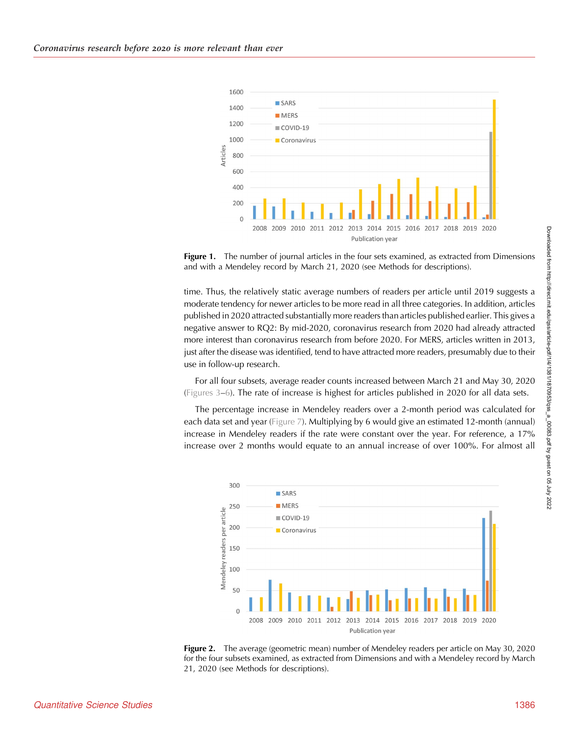Figure 1. The number of journal articles in the four sets examined, as extracted from Dimensions and with a Mendeley record by March 21, 2020 (see Methods for descriptions).

time. Thus, the relatively static average numbers of readers per article until 2019 suggests a moderate tendency for newer articles to be more read in all three categories. In addition, articles published in 2020 attracted substantially more readers than articles published earlier. This gives a negative answer to RQ2: By mid-2020, coronavirus research from 2020 had already attracted more interest than coronavirus research from before 2020. For MERS, articles written in 2013, just after the disease was identified, tend to have attracted more readers, presumably due to their use in follow-up research.

For all four subsets, average reader counts increased between March 21 and May 30, 2020 (Figures 3–6). The rate of increase is highest for articles published in 2020 for all data sets.

The percentage increase in Mendeley readers over a 2-month period was calculated for each data set and year (Figure 7). Multiplying by 6 would give an estimated 12-month (annual) increase in Mendeley readers if the rate were constant over the year. For reference, a 17% increase over 2 months would equate to an annual increase of over 100%. For almost all

Figure 2. The average (geometric mean) number of Mendeley readers per article on May 30, 2020 for the four subsets examined, as extracted from Dimensions and with a Mendeley record by March 21, 2020 (see Methods for descriptions).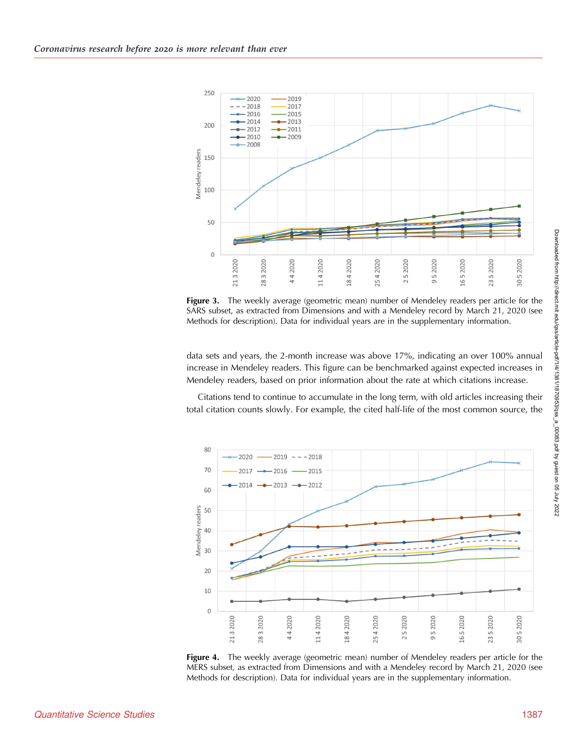**Figure 3.** The weekly average (geometric mean) number of Mendeley readers per article for the SARS subset, as extracted from Dimensions and with a Mendeley record by March 21, 2020 (see Methods for description). Data for individual years are in the supplementary information.

data sets and years, the 2-month increase was above 17%, indicating an over 100% annual increase in Mendeley readers. This figure can be benchmarked against expected increases in Mendeley readers, based on prior information about the rate at which citations increase.

Citations tend to continue to accumulate in the long term, with old articles increasing their total citation counts slowly. For example, the cited half-life of the most common source, the

**Figure 4.** The weekly average (geometric mean) number of Mendeley readers per article for the MERS subset, as extracted from Dimensions and with a Mendeley record by March 21, 2020 (see Methods for description). Data for individual years are in the supplementary information.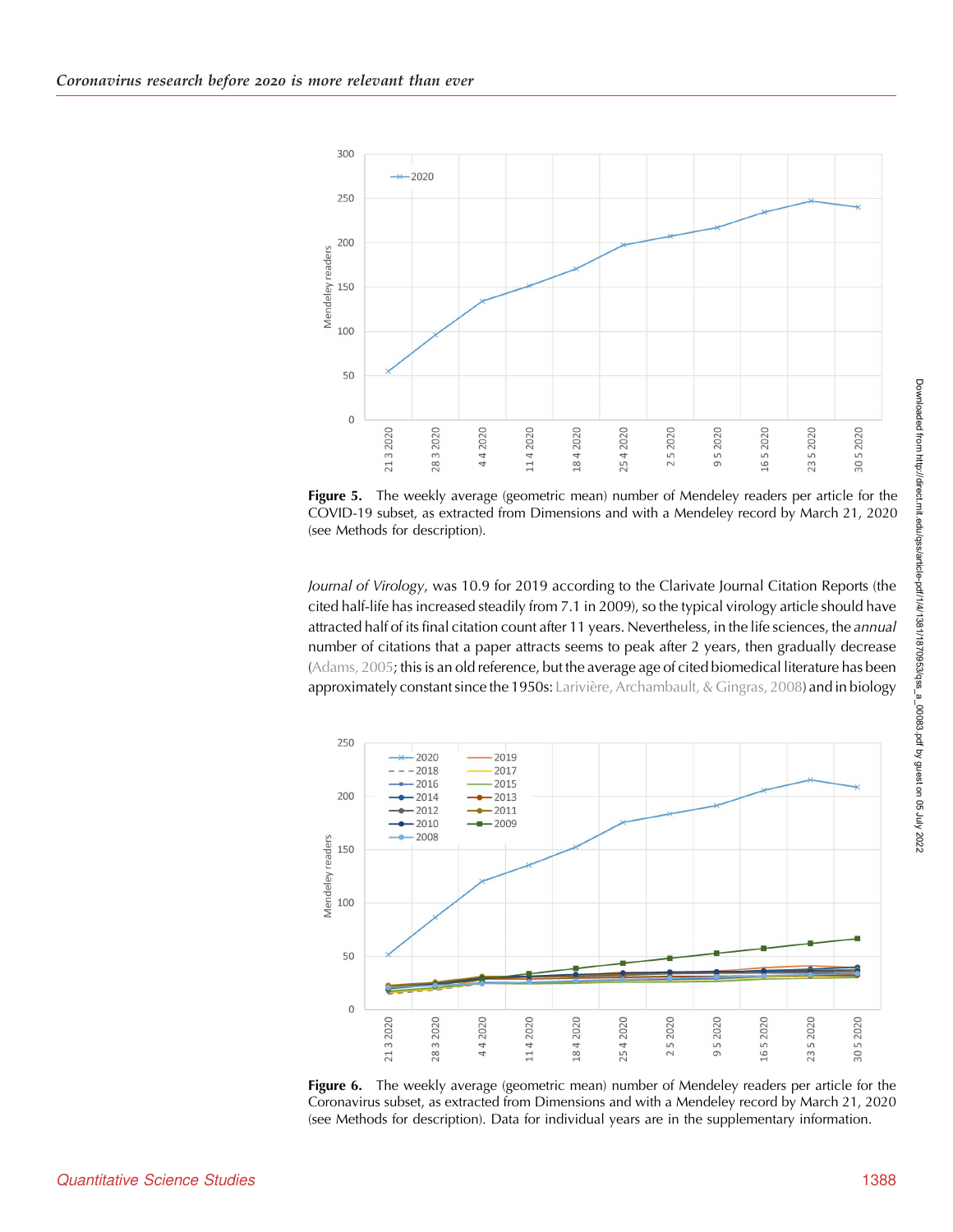**Figure 5.** The weekly average (geometric mean) number of Mendeley readers per article for the COVID-19 subset, as extracted from Dimensions and with a Mendeley record by March 21, 2020 (see Methods for description).

*Journal of Virology*, was 10.9 for 2019 according to the Clarivate Journal Citation Reports (the cited half-life has increased steadily from 7.1 in 2009), so the typical virology article should have attracted half of its final citation count after 11 years. Nevertheless, in the life sciences, the *annual* number of citations that a paper attracts seems to peak after 2 years, then gradually decrease (Adams, 2005; this is an old reference, but the average age of cited biomedical literature has been approximately constant since the 1950s: Larivière, Archambault, & Gingras, 2008) and in biology

**Figure 6.** The weekly average (geometric mean) number of Mendeley readers per article for the Coronavirus subset, as extracted from Dimensions and with a Mendeley record by March 21, 2020 (see Methods for description). Data for individual years are in the supplementary information.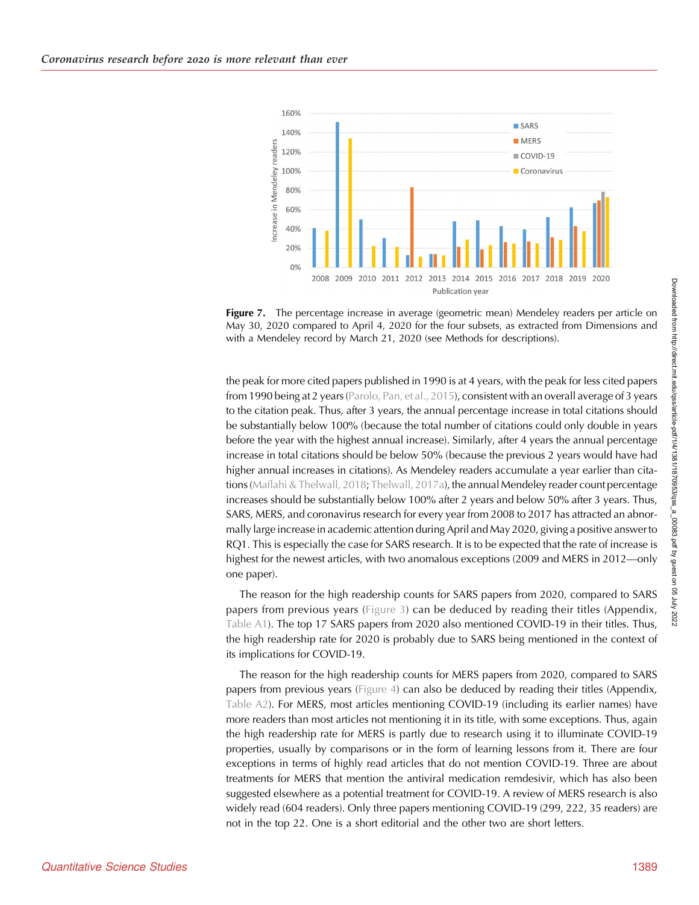**Figure 7.** The percentage increase in average (geometric mean) Mendeley readers per article on May 30, 2020 compared to April 4, 2020 for the four subsets, as extracted from Dimensions and with a Mendeley record by March 21, 2020 (see Methods for descriptions).

the peak for more cited papers published in 1990 is at 4 years, with the peak for less cited papers from 1990 being at 2 years (Parolo, Pan, et al., 2015), consistent with an overall average of 3 years to the citation peak. Thus, after 3 years, the annual percentage increase in total citations should be substantially below 100% (because the total number of citations could only double in years before the year with the highest annual increase). Similarly, after 4 years the annual percentage increase in total citations should be below 50% (because the previous 2 years would have had higher annual increases in citations). As Mendeley readers accumulate a year earlier than citations (Maflahi & Thelwall, 2018; Thelwall, 2017a), the annual Mendeley reader count percentage increases should be substantially below 100% after 2 years and below 50% after 3 years. Thus, SARS, MERS, and coronavirus research for every year from 2008 to 2017 has attracted an abnormally large increase in academic attention during April and May 2020, giving a positive answer to RQ1. This is especially the case for SARS research. It is to be expected that the rate of increase is highest for the newest articles, with two anomalous exceptions (2009 and MERS in 2012—only one paper).

The reason for the high readership counts for SARS papers from 2020, compared to SARS papers from previous years (Figure 3) can be deduced by reading their titles (Appendix, Table A1). The top 17 SARS papers from 2020 also mentioned COVID-19 in their titles. Thus, the high readership rate for 2020 is probably due to SARS being mentioned in the context of its implications for COVID-19.

The reason for the high readership counts for MERS papers from 2020, compared to SARS papers from previous years (Figure 4) can also be deduced by reading their titles (Appendix, Table A2). For MERS, most articles mentioning COVID-19 (including its earlier names) have more readers than most articles not mentioning it in its title, with some exceptions. Thus, again the high readership rate for MERS is partly due to research using it to illuminate COVID-19 properties, usually by comparisons or in the form of learning lessons from it. There are four exceptions in terms of highly read articles that do not mention COVID-19. Three are about treatments for MERS that mention the antiviral medication remdesivir, which has also been suggested elsewhere as a potential treatment for COVID-19. A review of MERS research is also widely read (604 readers). Only three papers mentioning COVID-19 (299, 222, 35 readers) are not in the top 22. One is a short editorial and the other two are short letters.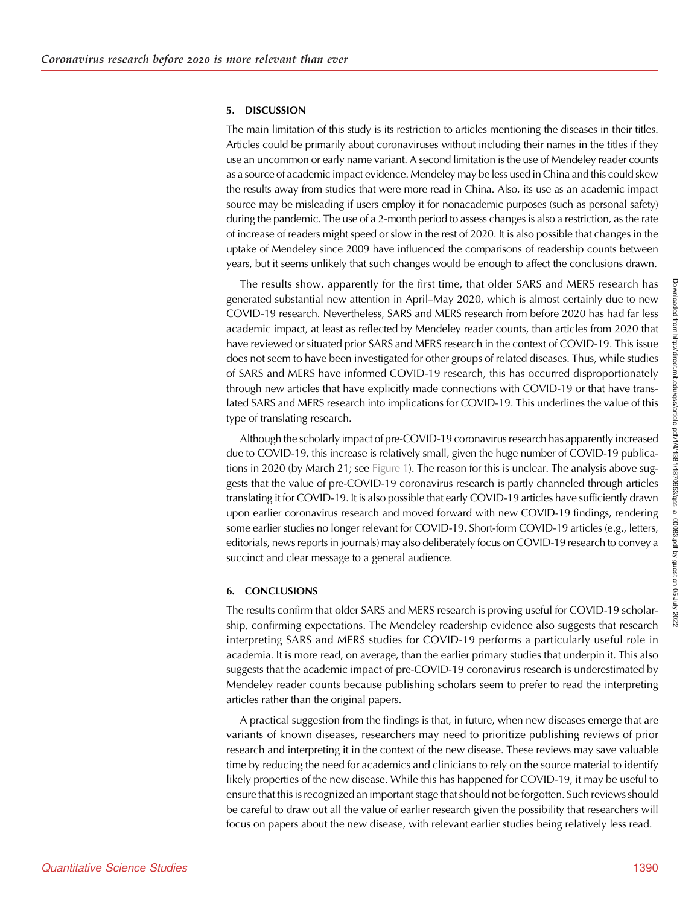## 5. DISCUSSION

The main limitation of this study is its restriction to articles mentioning the diseases in their titles. Articles could be primarily about coronaviruses without including their names in the titles if they use an uncommon or early name variant. A second limitation is the use of Mendeley reader counts as a source of academic impact evidence. Mendeley may be less used in China and this could skew the results away from studies that were more read in China. Also, its use as an academic impact source may be misleading if users employ it for nonacademic purposes (such as personal safety) during the pandemic. The use of a 2-month period to assess changes is also a restriction, as the rate of increase of readers might speed or slow in the rest of 2020. It is also possible that changes in the uptake of Mendeley since 2009 have influenced the comparisons of readership counts between years, but it seems unlikely that such changes would be enough to affect the conclusions drawn.

The results show, apparently for the first time, that older SARS and MERS research has generated substantial new attention in April–May 2020, which is almost certainly due to new COVID-19 research. Nevertheless, SARS and MERS research from before 2020 has had far less academic impact, at least as reflected by Mendeley reader counts, than articles from 2020 that have reviewed or situated prior SARS and MERS research in the context of COVID-19. This issue does not seem to have been investigated for other groups of related diseases. Thus, while studies of SARS and MERS have informed COVID-19 research, this has occurred disproportionately through new articles that have explicitly made connections with COVID-19 or that have translated SARS and MERS research into implications for COVID-19. This underlines the value of this type of translating research.

Although the scholarly impact of pre-COVID-19 coronavirus research has apparently increased due to COVID-19, this increase is relatively small, given the huge number of COVID-19 publications in 2020 (by March 21; see Figure 1). The reason for this is unclear. The analysis above suggests that the value of pre-COVID-19 coronavirus research is partly channeled through articles translating it for COVID-19. It is also possible that early COVID-19 articles have sufficiently drawn upon earlier coronavirus research and moved forward with new COVID-19 findings, rendering some earlier studies no longer relevant for COVID-19. Short-form COVID-19 articles (e.g., letters, editorials, news reports in journals) may also deliberately focus on COVID-19 research to convey a succinct and clear message to a general audience.

## 6. CONCLUSIONS

The results confirm that older SARS and MERS research is proving useful for COVID-19 scholarship, confirming expectations. The Mendeley readership evidence also suggests that research interpreting SARS and MERS studies for COVID-19 performs a particularly useful role in academia. It is more read, on average, than the earlier primary studies that underpin it. This also suggests that the academic impact of pre-COVID-19 coronavirus research is underestimated by Mendeley reader counts because publishing scholars seem to prefer to read the interpreting articles rather than the original papers.

A practical suggestion from the findings is that, in future, when new diseases emerge that are variants of known diseases, researchers may need to prioritize publishing reviews of prior research and interpreting it in the context of the new disease. These reviews may save valuable time by reducing the need for academics and clinicians to rely on the source material to identify likely properties of the new disease. While this has happened for COVID-19, it may be useful to ensure that this is recognized an important stage that should not be forgotten. Such reviews should be careful to draw out all the value of earlier research given the possibility that researchers will focus on papers about the new disease, with relevant earlier studies being relatively less read.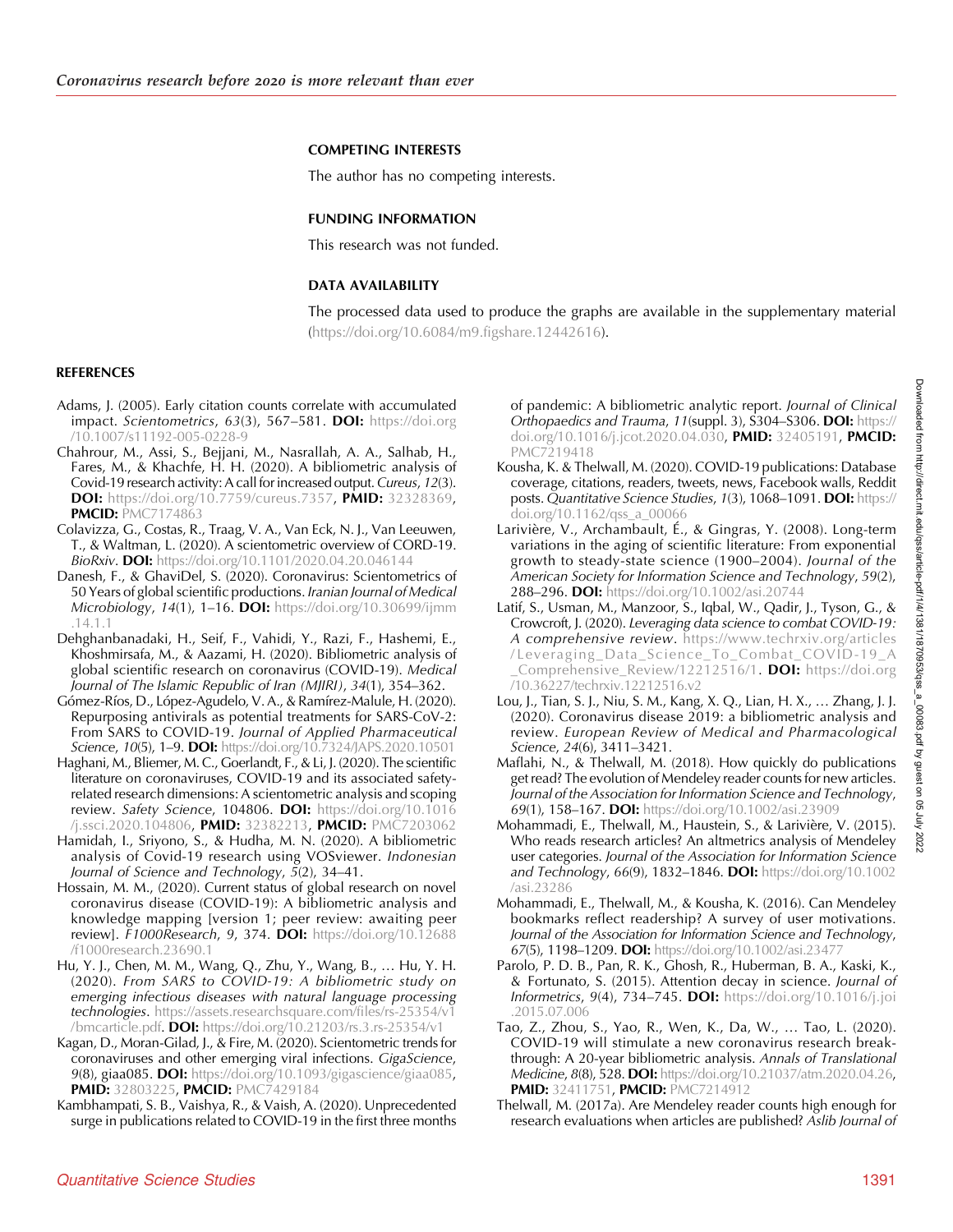## COMPETING INTERESTS

The author has no competing interests.

## FUNDING INFORMATION

This research was not funded.

## DATA AVAILABILITY

The processed data used to produce the graphs are available in the supplementary material (https://doi.org/10.6084/m9.figshare.12442616).

## REFERENCES

Adams, J. (2005). Early citation counts correlate with accumulated impact. *Scientometrics*, *63*(3), 567–581. **DOI:** https://doi.org/10.1007/s11192-005-0228-9

Chahrour, M., Assi, S., Bejjani, M., Nasrallah, A. A., Salhab, H., Fares, M., & Khachfe, H. H. (2020). A bibliometric analysis of Covid-19 research activity: A call for increased output. *Cureus*, *12*(3). **DOI:** https://doi.org/10.7759/cureus.7357, **PMID:** 32328369, **PMCID:** PMC7174863

Colavizza, G., Costas, R., Traag, V. A., Van Eck, N. J., Van Leeuwen, T., & Waltman, L. (2020). A scientometric overview of CORD-19. *BioRxiv*. **DOI:** https://doi.org/10.1101/2020.04.20.046144

Danesh, F., & GhaviDel, S. (2020). Coronavirus: Scientometrics of 50 Years of global scientific productions. *Iranian Journal of Medical Microbiology*, *14*(1), 1–16. **DOI:** https://doi.org/10.30699/ijmm.14.1.1

Dehghanbanadaki, H., Seif, F., Vahidi, Y., Razi, F., Hashemi, E., Khoshmirsafa, M., & Aazami, H. (2020). Bibliometric analysis of global scientific research on coronavirus (COVID-19). *Medical Journal of The Islamic Republic of Iran (MJIRI)*, *34*(1), 354–362.

Gómez-Ríos, D., López-Agudelo, V. A., & Ramírez-Malule, H. (2020). Repurposing antivirals as potential treatments for SARS-CoV-2: From SARS to COVID-19. *Journal of Applied Pharmaceutical Science*, *10*(5), 1–9. **DOI:** https://doi.org/10.7324/JAPS.2020.10501

Haghani, M., Bliemer, M. C., Goerlandt, F., & Li, J. (2020). The scientific literature on coronaviruses, COVID-19 and its associated safety-related research dimensions: A scientometric analysis and scoping review. *Safety Science*, 104806. **DOI:** https://doi.org/10.1016/j.ssci.2020.104806, **PMID:** 32382213, **PMCID:** PMC7203062

Hamidah, I., Sriyono, S., & Hudha, M. N. (2020). A bibliometric analysis of Covid-19 research using VOSviewer. *Indonesian Journal of Science and Technology*, *5*(2), 34–41.

Hossain, M. M., (2020). Current status of global research on novel coronavirus disease (COVID-19): A bibliometric analysis and knowledge mapping [version 1; peer review: awaiting peer review]. *F1000Research*, *9*, 374. **DOI:** https://doi.org/10.12688/f1000research.23690.1

Hu, Y. J., Chen, M. M., Wang, Q., Zhu, Y., Wang, B., … Hu, Y. H. (2020). *From SARS to COVID-19: A bibliometric study on emerging infectious diseases with natural language processing technologies*. https://assets.researchsquare.com/files/rs-25354/v1/bmcarticle.pdf. **DOI:** https://doi.org/10.21203/rs.3.rs-25354/v1

Kagan, D., Moran-Gilad, J., & Fire, M. (2020). Scientometric trends for coronaviruses and other emerging viral infections. *GigaScience*, *9*(8), giaa085. **DOI:** https://doi.org/10.1093/gigascience/giaa085, **PMID:** 32803225, **PMCID:** PMC7429184

Kambhampati, S. B., Vaishya, R., & Vaish, A. (2020). Unprecedented surge in publications related to COVID-19 in the first three months of pandemic: A bibliometric analytic report. *Journal of Clinical Orthopaedics and Trauma*, *11*(suppl. 3), S304–S306. **DOI:** https://doi.org/10.1016/j.jcot.2020.04.030, **PMID:** 32405191, **PMCID:** PMC7219418

Kousha, K. & Thelwall, M. (2020). COVID-19 publications: Database coverage, citations, readers, tweets, news, Facebook walls, Reddit posts. *Quantitative Science Studies*, *1*(3), 1068–1091. **DOI:** https://doi.org/10.1162/qss_a_00066

Larivière, V., Archambault, É., & Gingras, Y. (2008). Long-term variations in the aging of scientific literature: From exponential growth to steady-state science (1900–2004). *Journal of the American Society for Information Science and Technology*, *59*(2), 288–296. **DOI:** https://doi.org/10.1002/asi.20744

Latif, S., Usman, M., Manzoor, S., Iqbal, W., Qadir, J., Tyson, G., & Crowcroft, J. (2020). *Leveraging data science to combat COVID-19: A comprehensive review*. https://www.techrxiv.org/articles/Leveraging_Data_Science_To_Combat_COVID-19_A_Comprehensive_Review/12212516/1. **DOI:** https://doi.org/10.36227/techrxiv.12212516.v2

Lou, J., Tian, S. J., Niu, S. M., Kang, X. Q., Lian, H. X., … Zhang, J. J. (2020). Coronavirus disease 2019: a bibliometric analysis and review. *European Review of Medical and Pharmacological Science*, *24*(6), 3411–3421.

Maflahi, N., & Thelwall, M. (2018). How quickly do publications get read? The evolution of Mendeley reader counts for new articles. *Journal of the Association for Information Science and Technology*, *69*(1), 158–167. **DOI:** https://doi.org/10.1002/asi.23909

Mohammadi, E., Thelwall, M., Haustein, S., & Larivière, V. (2015). Who reads research articles? An altmetrics analysis of Mendeley user categories. *Journal of the Association for Information Science and Technology*, *66*(9), 1832–1846. **DOI:** https://doi.org/10.1002/asi.23286

Mohammadi, E., Thelwall, M., & Kousha, K. (2016). Can Mendeley bookmarks reflect readership? A survey of user motivations. *Journal of the Association for Information Science and Technology*, *67*(5), 1198–1209. **DOI:** https://doi.org/10.1002/asi.23477

Parolo, P. D. B., Pan, R. K., Ghosh, R., Huberman, B. A., Kaski, K., & Fortunato, S. (2015). Attention decay in science. *Journal of Informetrics*, *9*(4), 734–745. **DOI:** https://doi.org/10.1016/j.joi.2015.07.006

Tao, Z., Zhou, S., Yao, R., Wen, K., Da, W., … Tao, L. (2020). COVID-19 will stimulate a new coronavirus research breakthrough: A 20-year bibliometric analysis. *Annals of Translational Medicine*, *8*(8), 528. **DOI:** https://doi.org/10.21037/atm.2020.04.26, **PMID:** 32411751, **PMCID:** PMC7214912

Thelwall, M. (2017a). Are Mendeley reader counts high enough for research evaluations when articles are published? *Aslib Journal of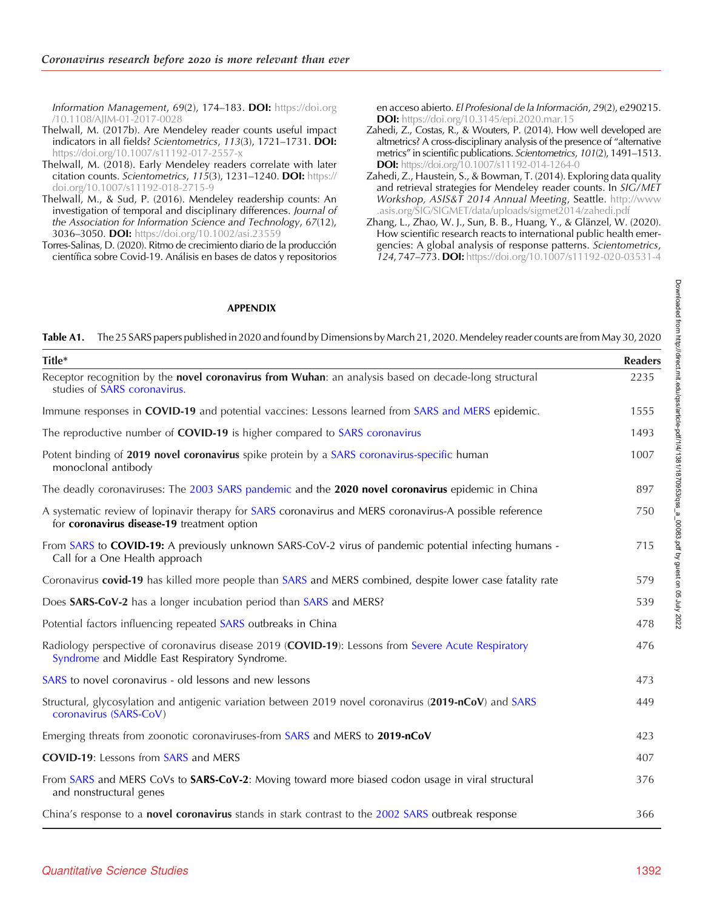Information Management, 69(2), 174–183. **DOI:** https://doi.org/10.1108/AJIM-01-2017-0028

Thelwall, M. (2017b). Are Mendeley reader counts useful impact indicators in all fields? *Scientometrics*, *113*(3), 1721–1731. **DOI:** https://doi.org/10.1007/s11192-017-2557-x

Thelwall, M. (2018). Early Mendeley readers correlate with later citation counts. *Scientometrics*, *115*(3), 1231–1240. **DOI:** https://doi.org/10.1007/s11192-018-2715-9

Thelwall, M., & Sud, P. (2016). Mendeley readership counts: An investigation of temporal and disciplinary differences. *Journal of the Association for Information Science and Technology*, *67*(12), 3036–3050. **DOI:** https://doi.org/10.1002/asi.23559

Torres-Salinas, D. (2020). Ritmo de crecimiento diario de la producción científica sobre Covid-19. Análisis en bases de datos y repositorios en acceso abierto. *El Profesional de la Información*, *29*(2), e290215. **DOI:** https://doi.org/10.3145/epi.2020.mar.15

Zahedi, Z., Costas, R., & Wouters, P. (2014). How well developed are altmetrics? A cross-disciplinary analysis of the presence of "alternative metrics" in scientific publications. *Scientometrics*, *101*(2), 1491–1513. **DOI:** https://doi.org/10.1007/s11192-014-1264-0

Zahedi, Z., Haustein, S., & Bowman, T. (2014). Exploring data quality and retrieval strategies for Mendeley reader counts. In *SIG/MET Workshop, ASIS&T 2014 Annual Meeting*, Seattle. http://www.asis.org/SIG/SIGMET/data/uploads/sigmet2014/zahedi.pdf

Zhang, L., Zhao, W. J., Sun, B. B., Huang, Y., & Glänzel, W. (2020). How scientific research reacts to international public health emergencies: A global analysis of response patterns. *Scientometrics*, *124*, 747–773. **DOI:** https://doi.org/10.1007/s11192-020-03531-4

## APPENDIX

**Table A1.** The 25 SARS papers published in 2020 and found by Dimensions by March 21, 2020. Mendeley reader counts are from May 30, 2020

| Title* | Readers |
|---|---|
| Receptor recognition by the **novel coronavirus from Wuhan**: an analysis based on decade-long structural studies of SARS coronavirus. | 2235 |
| Immune responses in **COVID-19** and potential vaccines: Lessons learned from SARS and MERS epidemic. | 1555 |
| The reproductive number of **COVID-19** is higher compared to SARS coronavirus | 1493 |
| Potent binding of **2019 novel coronavirus** spike protein by a SARS coronavirus-specific human monoclonal antibody | 1007 |
| The deadly coronaviruses: The 2003 SARS pandemic and the **2020 novel coronavirus** epidemic in China | 897 |
| A systematic review of lopinavir therapy for SARS coronavirus and MERS coronavirus-A possible reference for **coronavirus disease-19** treatment option | 750 |
| From SARS to **COVID-19:** A previously unknown SARS-CoV-2 virus of pandemic potential infecting humans - Call for a One Health approach | 715 |
| Coronavirus **covid-19** has killed more people than SARS and MERS combined, despite lower case fatality rate | 579 |
| Does **SARS-CoV-2** has a longer incubation period than SARS and MERS? | 539 |
| Potential factors influencing repeated SARS outbreaks in China | 478 |
| Radiology perspective of coronavirus disease 2019 (**COVID-19**): Lessons from Severe Acute Respiratory Syndrome and Middle East Respiratory Syndrome. | 476 |
| SARS to novel coronavirus - old lessons and new lessons | 473 |
| Structural, glycosylation and antigenic variation between 2019 novel coronavirus (**2019-nCoV**) and SARS coronavirus (SARS-CoV) | 449 |
| Emerging threats from zoonotic coronaviruses-from SARS and MERS to **2019-nCoV** | 423 |
| **COVID-19**: Lessons from SARS and MERS | 407 |
| From SARS and MERS CoVs to **SARS-CoV-2**: Moving toward more biased codon usage in viral structural and nonstructural genes | 376 |
| China's response to a **novel coronavirus** stands in stark contrast to the 2002 SARS outbreak response | 366 |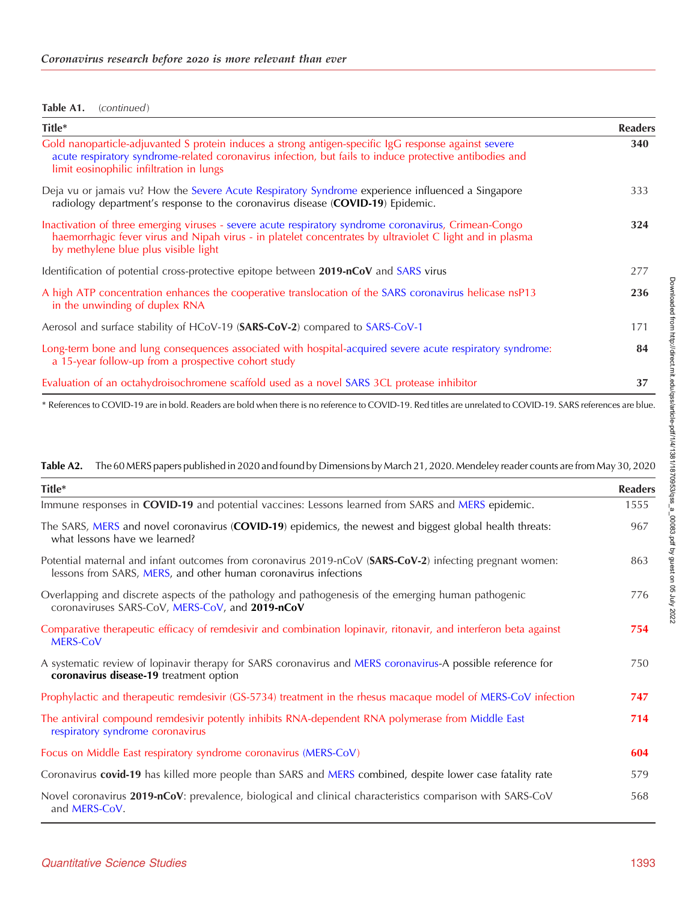**Table A1.** (*continued*)

| Title* | Readers |
|---|---|
| Gold nanoparticle-adjuvanted S protein induces a strong antigen-specific IgG response against severe acute respiratory syndrome-related coronavirus infection, but fails to induce protective antibodies and limit eosinophilic infiltration in lungs | **340** |
| Deja vu or jamais vu? How the Severe Acute Respiratory Syndrome experience influenced a Singapore radiology department's response to the coronavirus disease (**COVID-19**) Epidemic. | 333 |
| Inactivation of three emerging viruses - severe acute respiratory syndrome coronavirus, Crimean-Congo haemorrhagic fever virus and Nipah virus - in platelet concentrates by ultraviolet C light and in plasma by methylene blue plus visible light | **324** |
| Identification of potential cross-protective epitope between **2019-nCoV** and SARS virus | 277 |
| A high ATP concentration enhances the cooperative translocation of the SARS coronavirus helicase nsP13 in the unwinding of duplex RNA | **236** |
| Aerosol and surface stability of HCoV-19 (**SARS-CoV-2**) compared to SARS-CoV-1 | 171 |
| Long-term bone and lung consequences associated with hospital-acquired severe acute respiratory syndrome: a 15-year follow-up from a prospective cohort study | **84** |
| Evaluation of an octahydroisochromene scaffold used as a novel SARS 3CL protease inhibitor | **37** |

\* References to COVID-19 are in bold. Readers are bold when there is no reference to COVID-19. Red titles are unrelated to COVID-19. SARS references are blue.

**Table A2.** The 60 MERS papers published in 2020 and found by Dimensions by March 21, 2020. Mendeley reader counts are from May 30, 2020

| Title* | Readers |
|---|---|
| Immune responses in **COVID-19** and potential vaccines: Lessons learned from SARS and MERS epidemic. | 1555 |
| The SARS, MERS and novel coronavirus (**COVID-19**) epidemics, the newest and biggest global health threats: what lessons have we learned? | 967 |
| Potential maternal and infant outcomes from coronavirus 2019-nCoV (**SARS-CoV-2**) infecting pregnant women: lessons from SARS, MERS, and other human coronavirus infections | 863 |
| Overlapping and discrete aspects of the pathology and pathogenesis of the emerging human pathogenic coronaviruses SARS-CoV, MERS-CoV, and **2019-nCoV** | 776 |
| Comparative therapeutic efficacy of remdesivir and combination lopinavir, ritonavir, and interferon beta against MERS-CoV | **754** |
| A systematic review of lopinavir therapy for SARS coronavirus and MERS coronavirus-A possible reference for **coronavirus disease-19** treatment option | 750 |
| Prophylactic and therapeutic remdesivir (GS-5734) treatment in the rhesus macaque model of MERS-CoV infection | **747** |
| The antiviral compound remdesivir potently inhibits RNA-dependent RNA polymerase from Middle East respiratory syndrome coronavirus | **714** |
| Focus on Middle East respiratory syndrome coronavirus (MERS-CoV) | **604** |
| Coronavirus **covid-19** has killed more people than SARS and MERS combined, despite lower case fatality rate | 579 |
| Novel coronavirus **2019-nCoV**: prevalence, biological and clinical characteristics comparison with SARS-CoV and MERS-CoV. | 568 |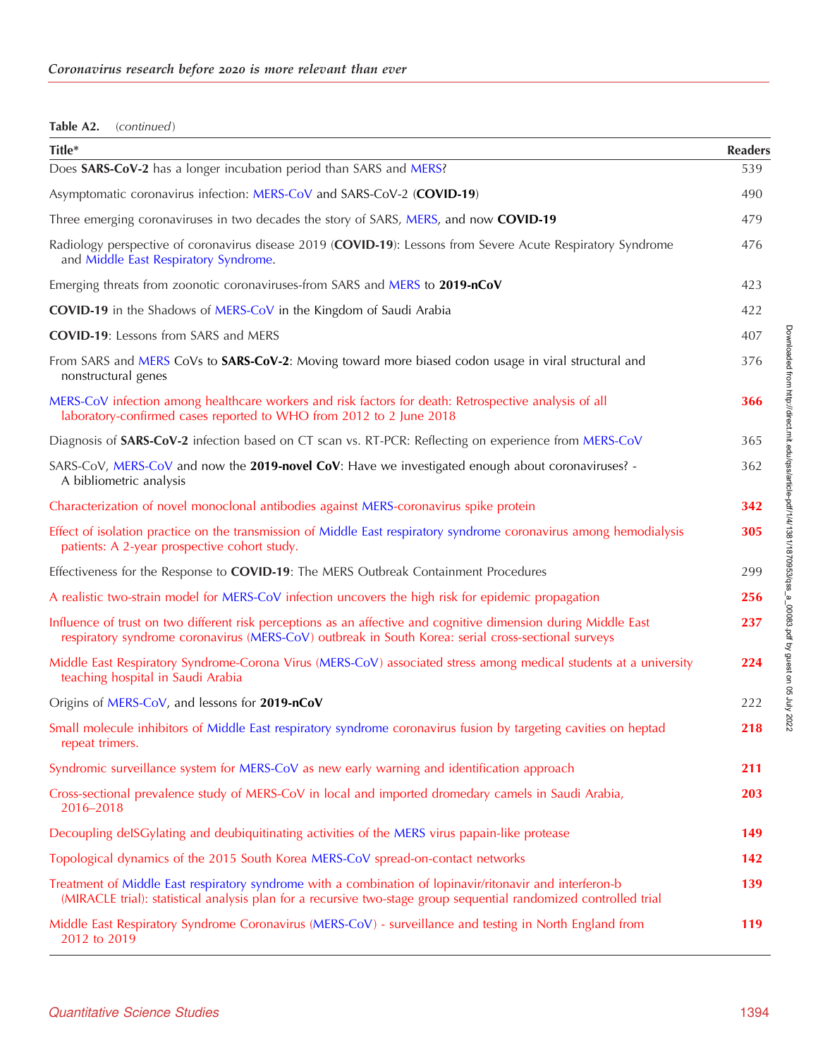**Table A2.** *(continued)*

| Title* | Readers |
|---|---|
| Does **SARS-CoV-2** has a longer incubation period than SARS and MERS? | 539 |
| Asymptomatic coronavirus infection: MERS-CoV and SARS-CoV-2 (**COVID-19**) | 490 |
| Three emerging coronaviruses in two decades the story of SARS, MERS, and now **COVID-19** | 479 |
| Radiology perspective of coronavirus disease 2019 (**COVID-19**): Lessons from Severe Acute Respiratory Syndrome and Middle East Respiratory Syndrome. | 476 |
| Emerging threats from zoonotic coronaviruses-from SARS and MERS to **2019-nCoV** | 423 |
| **COVID-19** in the Shadows of MERS-CoV in the Kingdom of Saudi Arabia | 422 |
| **COVID-19**: Lessons from SARS and MERS | 407 |
| From SARS and MERS CoVs to **SARS-CoV-2**: Moving toward more biased codon usage in viral structural and nonstructural genes | 376 |
| MERS-CoV infection among healthcare workers and risk factors for death: Retrospective analysis of all laboratory-confirmed cases reported to WHO from 2012 to 2 June 2018 | **366** |
| Diagnosis of **SARS-CoV-2** infection based on CT scan vs. RT-PCR: Reflecting on experience from MERS-CoV | 365 |
| SARS-CoV, MERS-CoV and now the **2019-novel CoV**: Have we investigated enough about coronaviruses? - A bibliometric analysis | 362 |
| Characterization of novel monoclonal antibodies against MERS-coronavirus spike protein | **342** |
| Effect of isolation practice on the transmission of Middle East respiratory syndrome coronavirus among hemodialysis patients: A 2-year prospective cohort study. | **305** |
| Effectiveness for the Response to **COVID-19**: The MERS Outbreak Containment Procedures | 299 |
| A realistic two-strain model for MERS-CoV infection uncovers the high risk for epidemic propagation | **256** |
| Influence of trust on two different risk perceptions as an affective and cognitive dimension during Middle East respiratory syndrome coronavirus (MERS-CoV) outbreak in South Korea: serial cross-sectional surveys | **237** |
| Middle East Respiratory Syndrome-Corona Virus (MERS-CoV) associated stress among medical students at a university teaching hospital in Saudi Arabia | **224** |
| Origins of MERS-CoV, and lessons for **2019-nCoV** | 222 |
| Small molecule inhibitors of Middle East respiratory syndrome coronavirus fusion by targeting cavities on heptad repeat trimers. | **218** |
| Syndromic surveillance system for MERS-CoV as new early warning and identification approach | **211** |
| Cross-sectional prevalence study of MERS-CoV in local and imported dromedary camels in Saudi Arabia, 2016–2018 | **203** |
| Decoupling deISGylating and deubiquitinating activities of the MERS virus papain-like protease | **149** |
| Topological dynamics of the 2015 South Korea MERS-CoV spread-on-contact networks | **142** |
| Treatment of Middle East respiratory syndrome with a combination of lopinavir/ritonavir and interferon-b (MIRACLE trial): statistical analysis plan for a recursive two-stage group sequential randomized controlled trial | **139** |
| Middle East Respiratory Syndrome Coronavirus (MERS-CoV) - surveillance and testing in North England from 2012 to 2019 | **119** |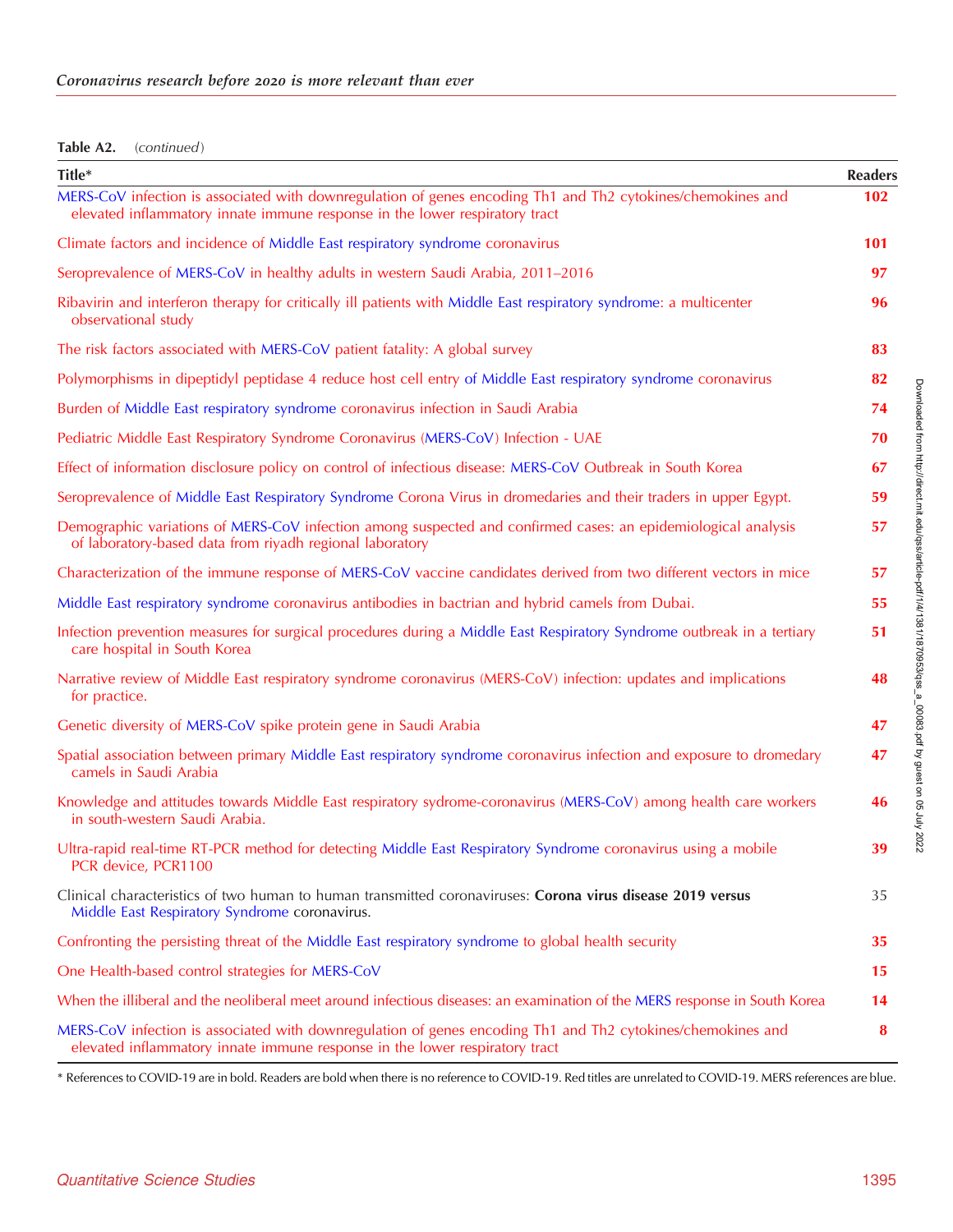**Table A2.** (*continued*)

| Title* | Readers |
|---|---|
| MERS-CoV infection is associated with downregulation of genes encoding Th1 and Th2 cytokines/chemokines and elevated inflammatory innate immune response in the lower respiratory tract | **102** |
| Climate factors and incidence of Middle East respiratory syndrome coronavirus | **101** |
| Seroprevalence of MERS-CoV in healthy adults in western Saudi Arabia, 2011–2016 | **97** |
| Ribavirin and interferon therapy for critically ill patients with Middle East respiratory syndrome: a multicenter observational study | **96** |
| The risk factors associated with MERS-CoV patient fatality: A global survey | **83** |
| Polymorphisms in dipeptidyl peptidase 4 reduce host cell entry of Middle East respiratory syndrome coronavirus | **82** |
| Burden of Middle East respiratory syndrome coronavirus infection in Saudi Arabia | **74** |
| Pediatric Middle East Respiratory Syndrome Coronavirus (MERS-CoV) Infection - UAE | **70** |
| Effect of information disclosure policy on control of infectious disease: MERS-CoV Outbreak in South Korea | **67** |
| Seroprevalence of Middle East Respiratory Syndrome Corona Virus in dromedaries and their traders in upper Egypt. | **59** |
| Demographic variations of MERS-CoV infection among suspected and confirmed cases: an epidemiological analysis of laboratory-based data from riyadh regional laboratory | **57** |
| Characterization of the immune response of MERS-CoV vaccine candidates derived from two different vectors in mice | **57** |
| Middle East respiratory syndrome coronavirus antibodies in bactrian and hybrid camels from Dubai. | **55** |
| Infection prevention measures for surgical procedures during a Middle East Respiratory Syndrome outbreak in a tertiary care hospital in South Korea | **51** |
| Narrative review of Middle East respiratory syndrome coronavirus (MERS-CoV) infection: updates and implications for practice. | **48** |
| Genetic diversity of MERS-CoV spike protein gene in Saudi Arabia | **47** |
| Spatial association between primary Middle East respiratory syndrome coronavirus infection and exposure to dromedary camels in Saudi Arabia | **47** |
| Knowledge and attitudes towards Middle East respiratory sydrome-coronavirus (MERS-CoV) among health care workers in south-western Saudi Arabia. | **46** |
| Ultra-rapid real-time RT-PCR method for detecting Middle East Respiratory Syndrome coronavirus using a mobile PCR device, PCR1100 | **39** |
| Clinical characteristics of two human to human transmitted coronaviruses: **Corona virus disease 2019 versus** Middle East Respiratory Syndrome coronavirus. | 35 |
| Confronting the persisting threat of the Middle East respiratory syndrome to global health security | **35** |
| One Health-based control strategies for MERS-CoV | **15** |
| When the illiberal and the neoliberal meet around infectious diseases: an examination of the MERS response in South Korea | **14** |
| MERS-CoV infection is associated with downregulation of genes encoding Th1 and Th2 cytokines/chemokines and elevated inflammatory innate immune response in the lower respiratory tract | **8** |

* References to COVID-19 are in bold. Readers are bold when there is no reference to COVID-19. Red titles are unrelated to COVID-19. MERS references are blue.